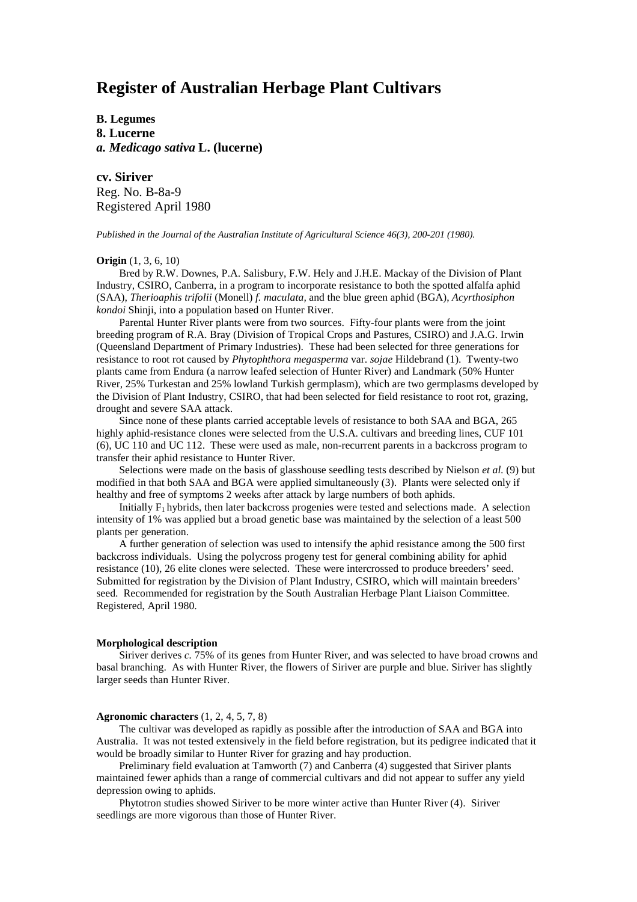# Register of Australian Herbage Plant Cultivars

**B. Legumes**
**8. Lucerne**
***a. Medicago sativa* L. (lucerne)**

**cv. Siriver**
Reg. No. B-8a-9
Registered April 1980

*Published in the Journal of the Australian Institute of Agricultural Science 46(3), 200-201 (1980).*

**Origin** (1, 3, 6, 10)

Bred by R.W. Downes, P.A. Salisbury, F.W. Hely and J.H.E. Mackay of the Division of Plant Industry, CSIRO, Canberra, in a program to incorporate resistance to both the spotted alfalfa aphid (SAA), *Therioaphis trifolii* (Monell) *f. maculata,* and the blue green aphid (BGA), *Acyrthosiphon kondoi* Shinji, into a population based on Hunter River.

Parental Hunter River plants were from two sources. Fifty-four plants were from the joint breeding program of R.A. Bray (Division of Tropical Crops and Pastures, CSIRO) and J.A.G. Irwin (Queensland Department of Primary Industries). These had been selected for three generations for resistance to root rot caused by *Phytophthora megasperma* var. *sojae* Hildebrand (1). Twenty-two plants came from Endura (a narrow leafed selection of Hunter River) and Landmark (50% Hunter River, 25% Turkestan and 25% lowland Turkish germplasm), which are two germplasms developed by the Division of Plant Industry, CSIRO, that had been selected for field resistance to root rot, grazing, drought and severe SAA attack.

Since none of these plants carried acceptable levels of resistance to both SAA and BGA, 265 highly aphid-resistance clones were selected from the U.S.A. cultivars and breeding lines, CUF 101 (6), UC 110 and UC 112. These were used as male, non-recurrent parents in a backcross program to transfer their aphid resistance to Hunter River.

Selections were made on the basis of glasshouse seedling tests described by Nielson *et al.* (9) but modified in that both SAA and BGA were applied simultaneously (3). Plants were selected only if healthy and free of symptoms 2 weeks after attack by large numbers of both aphids.

Initially $F_1$ hybrids, then later backcross progenies were tested and selections made. A selection intensity of 1% was applied but a broad genetic base was maintained by the selection of a least 500 plants per generation.

A further generation of selection was used to intensify the aphid resistance among the 500 first backcross individuals. Using the polycross progeny test for general combining ability for aphid resistance (10), 26 elite clones were selected. These were intercrossed to produce breeders' seed. Submitted for registration by the Division of Plant Industry, CSIRO, which will maintain breeders' seed. Recommended for registration by the South Australian Herbage Plant Liaison Committee. Registered, April 1980.

**Morphological description**

Siriver derives *c.* 75% of its genes from Hunter River, and was selected to have broad crowns and basal branching. As with Hunter River, the flowers of Siriver are purple and blue. Siriver has slightly larger seeds than Hunter River.

**Agronomic characters** (1, 2, 4, 5, 7, 8)

The cultivar was developed as rapidly as possible after the introduction of SAA and BGA into Australia. It was not tested extensively in the field before registration, but its pedigree indicated that it would be broadly similar to Hunter River for grazing and hay production.

Preliminary field evaluation at Tamworth (7) and Canberra (4) suggested that Siriver plants maintained fewer aphids than a range of commercial cultivars and did not appear to suffer any yield depression owing to aphids.

Phytotron studies showed Siriver to be more winter active than Hunter River (4). Siriver seedlings are more vigorous than those of Hunter River.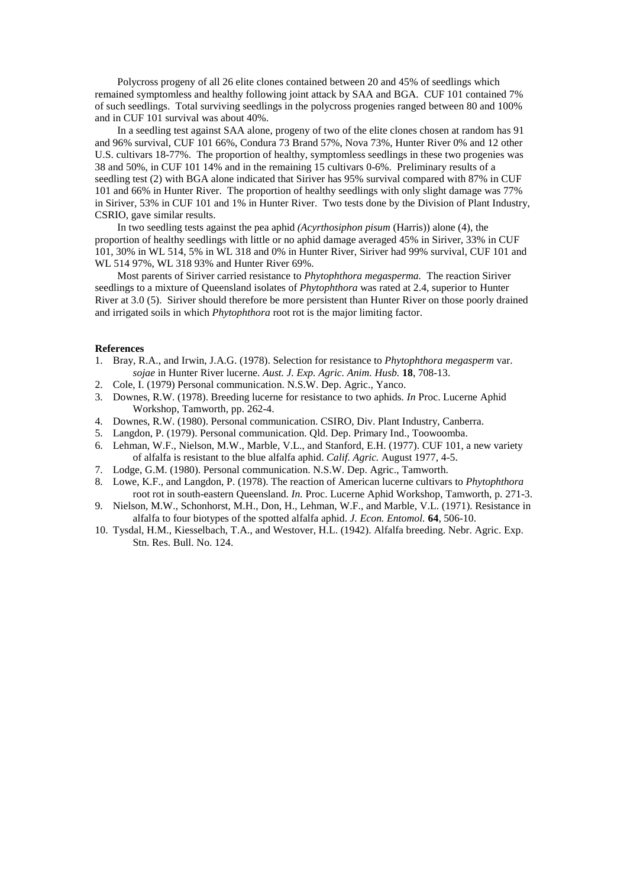Polycross progeny of all 26 elite clones contained between 20 and 45% of seedlings which remained symptomless and healthy following joint attack by SAA and BGA. CUF 101 contained 7% of such seedlings. Total surviving seedlings in the polycross progenies ranged between 80 and 100% and in CUF 101 survival was about 40%.

In a seedling test against SAA alone, progeny of two of the elite clones chosen at random has 91 and 96% survival, CUF 101 66%, Condura 73 Brand 57%, Nova 73%, Hunter River 0% and 12 other U.S. cultivars 18-77%. The proportion of healthy, symptomless seedlings in these two progenies was 38 and 50%, in CUF 101 14% and in the remaining 15 cultivars 0-6%. Preliminary results of a seedling test (2) with BGA alone indicated that Siriver has 95% survival compared with 87% in CUF 101 and 66% in Hunter River. The proportion of healthy seedlings with only slight damage was 77% in Siriver, 53% in CUF 101 and 1% in Hunter River. Two tests done by the Division of Plant Industry, CSRIO, gave similar results.

In two seedling tests against the pea aphid *(Acyrthosiphon pisum* (Harris)) alone (4), the proportion of healthy seedlings with little or no aphid damage averaged 45% in Siriver, 33% in CUF 101, 30% in WL 514, 5% in WL 318 and 0% in Hunter River, Siriver had 99% survival, CUF 101 and WL 514 97%, WL 318 93% and Hunter River 69%.

Most parents of Siriver carried resistance to *Phytophthora megasperma.* The reaction Siriver seedlings to a mixture of Queensland isolates of *Phytophthora* was rated at 2.4, superior to Hunter River at 3.0 (5). Siriver should therefore be more persistent than Hunter River on those poorly drained and irrigated soils in which *Phytophthora* root rot is the major limiting factor.

**References**

1. Bray, R.A., and Irwin, J.A.G. (1978). Selection for resistance to *Phytophthora megasperm* var. *sojae* in Hunter River lucerne. *Aust. J. Exp. Agric. Anim. Husb.* **18**, 708-13.
2. Cole, I. (1979) Personal communication. N.S.W. Dep. Agric., Yanco.
3. Downes, R.W. (1978). Breeding lucerne for resistance to two aphids. *In* Proc. Lucerne Aphid Workshop, Tamworth, pp. 262-4.
4. Downes, R.W. (1980). Personal communication. CSIRO, Div. Plant Industry, Canberra.
5. Langdon, P. (1979). Personal communication. Qld. Dep. Primary Ind., Toowoomba.
6. Lehman, W.F., Nielson, M.W., Marble, V.L., and Stanford, E.H. (1977). CUF 101, a new variety of alfalfa is resistant to the blue alfalfa aphid. *Calif. Agric.* August 1977, 4-5.
7. Lodge, G.M. (1980). Personal communication. N.S.W. Dep. Agric., Tamworth.
8. Lowe, K.F., and Langdon, P. (1978). The reaction of American lucerne cultivars to *Phytophthora* root rot in south-eastern Queensland. *In.* Proc. Lucerne Aphid Workshop, Tamworth, p. 271-3.
9. Nielson, M.W., Schonhorst, M.H., Don, H., Lehman, W.F., and Marble, V.L. (1971). Resistance in alfalfa to four biotypes of the spotted alfalfa aphid. *J. Econ. Entomol.* **64**, 506-10.
10. Tysdal, H.M., Kiesselbach, T.A., and Westover, H.L. (1942). Alfalfa breeding. Nebr. Agric. Exp. Stn. Res. Bull. No. 124.